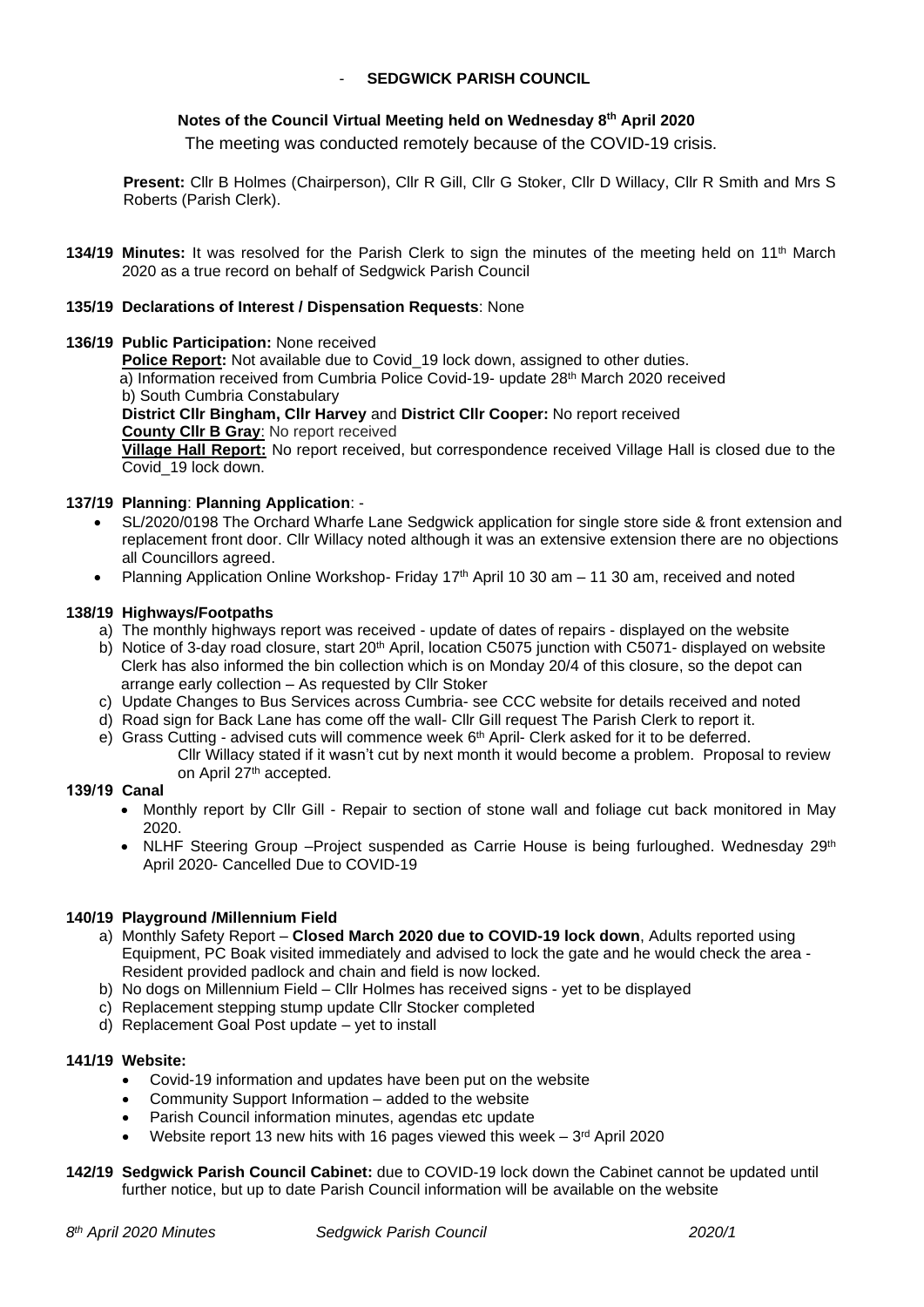- **SEDGWICK PARISH COUNCIL**

**Notes of the Council Virtual Meeting held on Wednesday 8th April 2020**

The meeting was conducted remotely because of the COVID-19 crisis.

**Present:** Cllr B Holmes (Chairperson), Cllr R Gill, Cllr G Stoker, Cllr D Willacy, Cllr R Smith and Mrs S Roberts (Parish Clerk).

**134/19 Minutes:** It was resolved for the Parish Clerk to sign the minutes of the meeting held on 11th March 2020 as a true record on behalf of Sedgwick Parish Council

**135/19 Declarations of Interest / Dispensation Requests**: None

**136/19 Public Participation:** None received

**Police Report:** Not available due to Covid_19 lock down, assigned to other duties.
a) Information received from Cumbria Police Covid-19- update 28th March 2020 received
b) South Cumbria Constabulary

**District Cllr Bingham, Cllr Harvey** and **District Cllr Cooper:** No report received

**County Cllr B Gray**: No report received

**Village Hall Report:** No report received, but correspondence received Village Hall is closed due to the Covid_19 lock down.

**137/19 Planning**: **Planning Application**: -

- SL/2020/0198 The Orchard Wharfe Lane Sedgwick application for single store side & front extension and replacement front door. Cllr Willacy noted although it was an extensive extension there are no objections all Councillors agreed.
- Planning Application Online Workshop- Friday 17th April 10 30 am – 11 30 am, received and noted

**138/19 Highways/Footpaths**

a) The monthly highways report was received - update of dates of repairs - displayed on the website
b) Notice of 3-day road closure, start 20th April, location C5075 junction with C5071- displayed on website Clerk has also informed the bin collection which is on Monday 20/4 of this closure, so the depot can arrange early collection – As requested by Cllr Stoker
c) Update Changes to Bus Services across Cumbria- see CCC website for details received and noted
d) Road sign for Back Lane has come off the wall- Cllr Gill request The Parish Clerk to report it.
e) Grass Cutting - advised cuts will commence week 6th April- Clerk asked for it to be deferred.
Cllr Willacy stated if it wasn't cut by next month it would become a problem. Proposal to review on April 27th accepted.

**139/19 Canal**

- Monthly report by Cllr Gill - Repair to section of stone wall and foliage cut back monitored in May 2020.
- NLHF Steering Group –Project suspended as Carrie House is being furloughed. Wednesday 29th April 2020- Cancelled Due to COVID-19

**140/19 Playground /Millennium Field**

a) Monthly Safety Report – **Closed March 2020 due to COVID-19 lock down**, Adults reported using Equipment, PC Boak visited immediately and advised to lock the gate and he would check the area - Resident provided padlock and chain and field is now locked.
b) No dogs on Millennium Field – Cllr Holmes has received signs - yet to be displayed
c) Replacement stepping stump update Cllr Stocker completed
d) Replacement Goal Post update – yet to install

**141/19 Website:**

- Covid-19 information and updates have been put on the website
- Community Support Information – added to the website
- Parish Council information minutes, agendas etc update
- Website report 13 new hits with 16 pages viewed this week – 3rd April 2020

**142/19 Sedgwick Parish Council Cabinet:** due to COVID-19 lock down the Cabinet cannot be updated until further notice, but up to date Parish Council information will be available on the website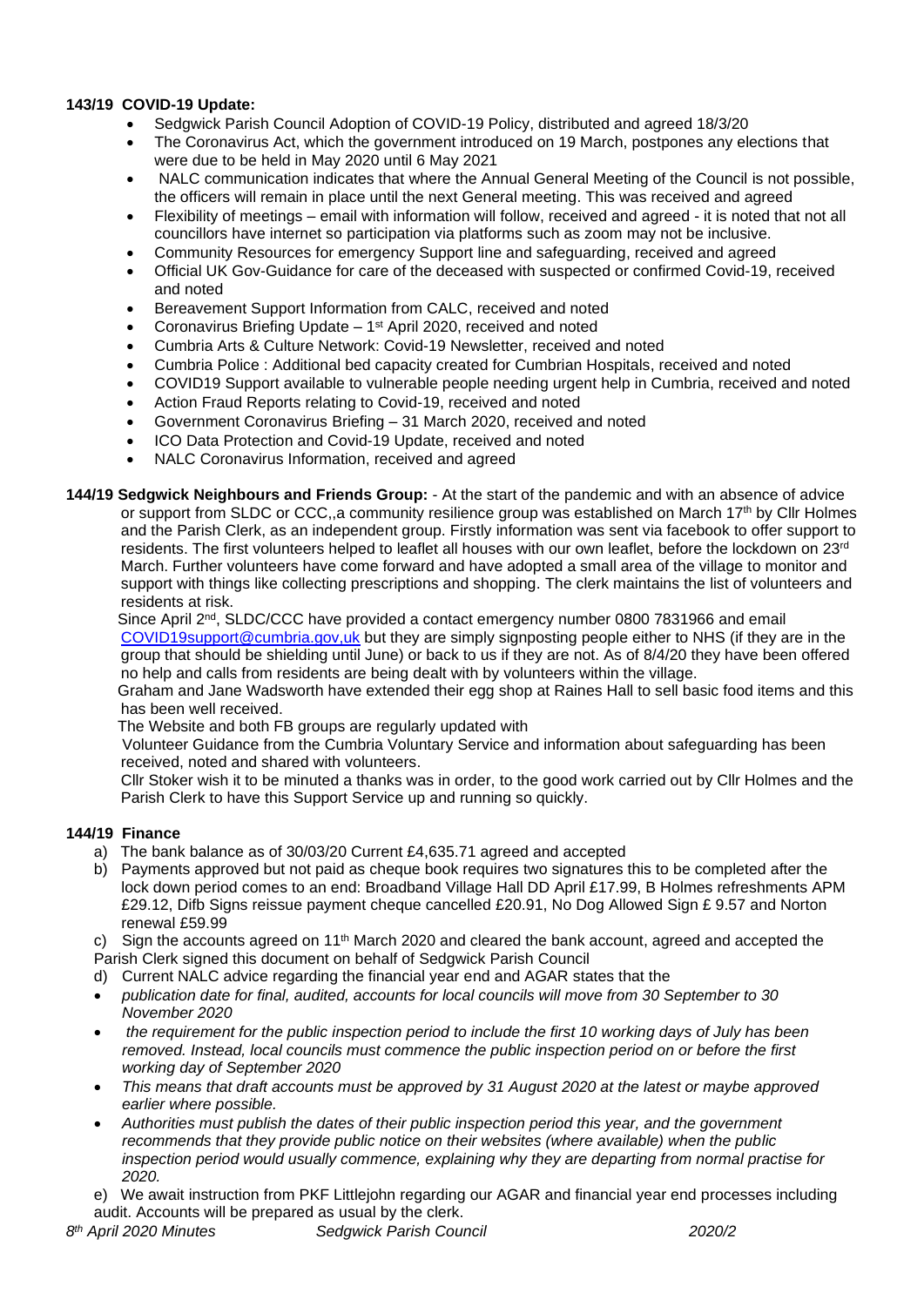**143/19 COVID-19 Update:**

- Sedgwick Parish Council Adoption of COVID-19 Policy, distributed and agreed 18/3/20
- The Coronavirus Act, which the government introduced on 19 March, postpones any elections that were due to be held in May 2020 until 6 May 2021
- NALC communication indicates that where the Annual General Meeting of the Council is not possible, the officers will remain in place until the next General meeting. This was received and agreed
- Flexibility of meetings – email with information will follow, received and agreed - it is noted that not all councillors have internet so participation via platforms such as zoom may not be inclusive.
- Community Resources for emergency Support line and safeguarding, received and agreed
- Official UK Gov-Guidance for care of the deceased with suspected or confirmed Covid-19, received and noted
- Bereavement Support Information from CALC, received and noted
- Coronavirus Briefing Update – 1st April 2020, received and noted
- Cumbria Arts & Culture Network: Covid-19 Newsletter, received and noted
- Cumbria Police : Additional bed capacity created for Cumbrian Hospitals, received and noted
- COVID19 Support available to vulnerable people needing urgent help in Cumbria, received and noted
- Action Fraud Reports relating to Covid-19, received and noted
- Government Coronavirus Briefing – 31 March 2020, received and noted
- ICO Data Protection and Covid-19 Update, received and noted
- NALC Coronavirus Information, received and agreed

**144/19 Sedgwick Neighbours and Friends Group:** - At the start of the pandemic and with an absence of advice or support from SLDC or CCC,,a community resilience group was established on March 17th by Cllr Holmes and the Parish Clerk, as an independent group. Firstly information was sent via facebook to offer support to residents. The first volunteers helped to leaflet all houses with our own leaflet, before the lockdown on 23rd March. Further volunteers have come forward and have adopted a small area of the village to monitor and support with things like collecting prescriptions and shopping. The clerk maintains the list of volunteers and residents at risk.

Since April 2nd, SLDC/CCC have provided a contact emergency number 0800 7831966 and email COVID19support@cumbria.gov,uk but they are simply signposting people either to NHS (if they are in the group that should be shielding until June) or back to us if they are not. As of 8/4/20 they have been offered no help and calls from residents are being dealt with by volunteers within the village.

Graham and Jane Wadsworth have extended their egg shop at Raines Hall to sell basic food items and this has been well received.

The Website and both FB groups are regularly updated with

Volunteer Guidance from the Cumbria Voluntary Service and information about safeguarding has been received, noted and shared with volunteers.

Cllr Stoker wish it to be minuted a thanks was in order, to the good work carried out by Cllr Holmes and the Parish Clerk to have this Support Service up and running so quickly.

**144/19 Finance**

a) The bank balance as of 30/03/20 Current £4,635.71 agreed and accepted

b) Payments approved but not paid as cheque book requires two signatures this to be completed after the lock down period comes to an end: Broadband Village Hall DD April £17.99, B Holmes refreshments APM £29.12, Difb Signs reissue payment cheque cancelled £20.91, No Dog Allowed Sign £ 9.57 and Norton renewal £59.99

c) Sign the accounts agreed on 11th March 2020 and cleared the bank account, agreed and accepted the Parish Clerk signed this document on behalf of Sedgwick Parish Council

d) Current NALC advice regarding the financial year end and AGAR states that the

- *publication date for final, audited, accounts for local councils will move from 30 September to 30 November 2020*
- *the requirement for the public inspection period to include the first 10 working days of July has been removed. Instead, local councils must commence the public inspection period on or before the first working day of September 2020*
- *This means that draft accounts must be approved by 31 August 2020 at the latest or maybe approved earlier where possible.*
- *Authorities must publish the dates of their public inspection period this year, and the government recommends that they provide public notice on their websites (where available) when the public inspection period would usually commence, explaining why they are departing from normal practise for 2020.*

e) We await instruction from PKF Littlejohn regarding our AGAR and financial year end processes including audit. Accounts will be prepared as usual by the clerk.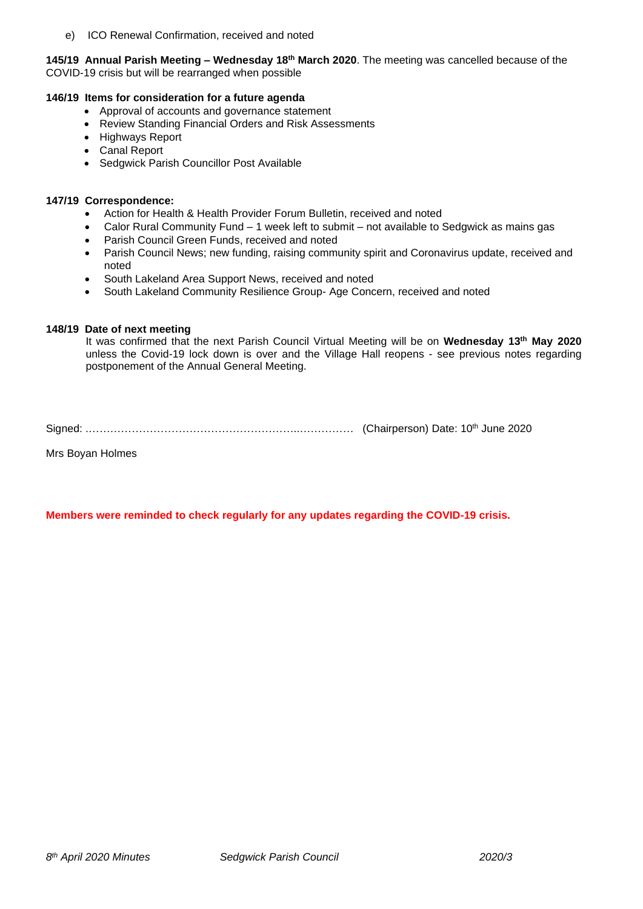e) ICO Renewal Confirmation, received and noted

**145/19 Annual Parish Meeting – Wednesday 18th March 2020**. The meeting was cancelled because of the COVID-19 crisis but will be rearranged when possible

**146/19 Items for consideration for a future agenda**

- Approval of accounts and governance statement
- Review Standing Financial Orders and Risk Assessments
- Highways Report
- Canal Report
- Sedgwick Parish Councillor Post Available

**147/19 Correspondence:**

- Action for Health & Health Provider Forum Bulletin, received and noted
- Calor Rural Community Fund – 1 week left to submit – not available to Sedgwick as mains gas
- Parish Council Green Funds, received and noted
- Parish Council News; new funding, raising community spirit and Coronavirus update, received and noted
- South Lakeland Area Support News, received and noted
- South Lakeland Community Resilience Group- Age Concern, received and noted

**148/19 Date of next meeting**

It was confirmed that the next Parish Council Virtual Meeting will be on **Wednesday 13th May 2020** unless the Covid-19 lock down is over and the Village Hall reopens - see previous notes regarding postponement of the Annual General Meeting.

Signed: ……………………………………………………..…………… (Chairperson) Date: 10th June 2020

Mrs Boyan Holmes

**Members were reminded to check regularly for any updates regarding the COVID-19 crisis.**